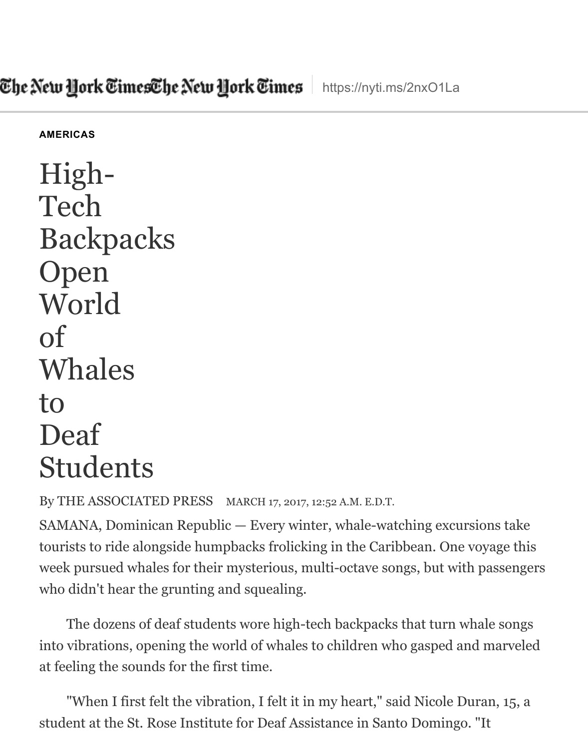AMERICAS

# High-Tech Backpacks Open World of Whales to Deaf Students

By THE ASSOCIATED PRESS MARCH 17, 2017, 12:52 A.M. E.D.T.

SAMANA, Dominican Republic — Every winter, whale-watching excursions take tourists to ride alongside humpbacks frolicking in the Caribbean. One voyage this week pursued whales for their mysterious, multi-octave songs, but with passengers who didn't hear the grunting and squealing.

The dozens of deaf students wore high-tech backpacks that turn whale songs into vibrations, opening the world of whales to children who gasped and marveled at feeling the sounds for the first time.

"When I first felt the vibration, I felt it in my heart," said Nicole Duran, 15, a student at the St. Rose Institute for Deaf Assistance in Santo Domingo. "It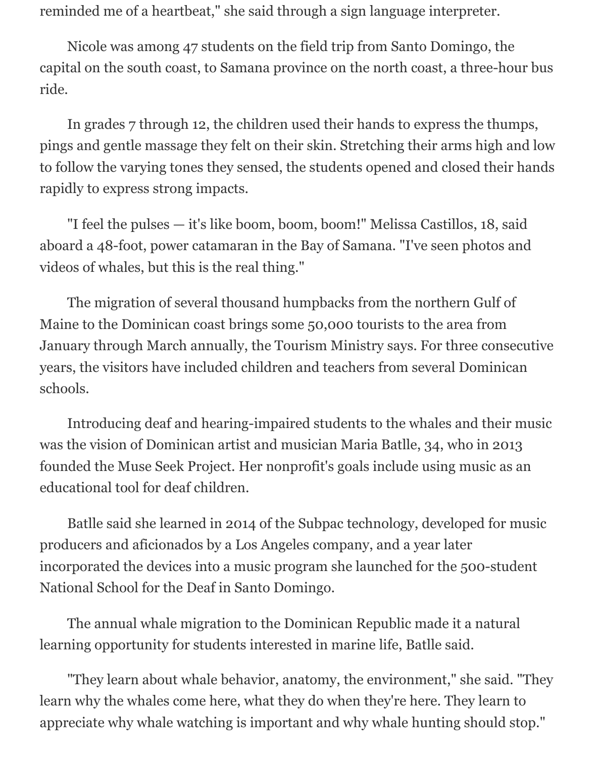reminded me of a heartbeat," she said through a sign language interpreter.

Nicole was among 47 students on the field trip from Santo Domingo, the capital on the south coast, to Samana province on the north coast, a three-hour bus ride.

In grades 7 through 12, the children used their hands to express the thumps, pings and gentle massage they felt on their skin. Stretching their arms high and low to follow the varying tones they sensed, the students opened and closed their hands rapidly to express strong impacts.

"I feel the pulses — it's like boom, boom, boom!" Melissa Castillos, 18, said aboard a 48-foot, power catamaran in the Bay of Samana. "I've seen photos and videos of whales, but this is the real thing."

The migration of several thousand humpbacks from the northern Gulf of Maine to the Dominican coast brings some 50,000 tourists to the area from January through March annually, the Tourism Ministry says. For three consecutive years, the visitors have included children and teachers from several Dominican schools.

Introducing deaf and hearing-impaired students to the whales and their music was the vision of Dominican artist and musician Maria Batlle, 34, who in 2013 founded the Muse Seek Project. Her nonprofit's goals include using music as an educational tool for deaf children.

Batlle said she learned in 2014 of the Subpac technology, developed for music producers and aficionados by a Los Angeles company, and a year later incorporated the devices into a music program she launched for the 500-student National School for the Deaf in Santo Domingo.

The annual whale migration to the Dominican Republic made it a natural learning opportunity for students interested in marine life, Batlle said.

"They learn about whale behavior, anatomy, the environment," she said. "They learn why the whales come here, what they do when they're here. They learn to appreciate why whale watching is important and why whale hunting should stop."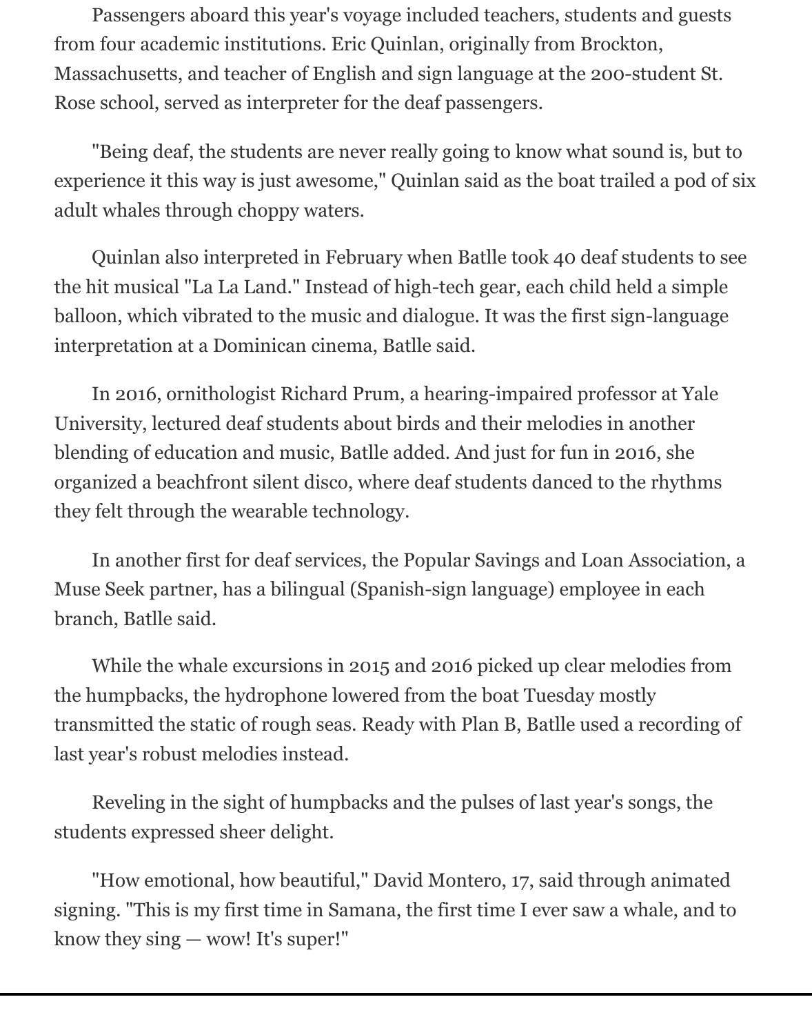Passengers aboard this year's voyage included teachers, students and guests from four academic institutions. Eric Quinlan, originally from Brockton, Massachusetts, and teacher of English and sign language at the 200-student St. Rose school, served as interpreter for the deaf passengers.

"Being deaf, the students are never really going to know what sound is, but to experience it this way is just awesome," Quinlan said as the boat trailed a pod of six adult whales through choppy waters.

Quinlan also interpreted in February when Batlle took 40 deaf students to see the hit musical "La La Land." Instead of high-tech gear, each child held a simple balloon, which vibrated to the music and dialogue. It was the first sign-language interpretation at a Dominican cinema, Batlle said.

In 2016, ornithologist Richard Prum, a hearing-impaired professor at Yale University, lectured deaf students about birds and their melodies in another blending of education and music, Batlle added. And just for fun in 2016, she organized a beachfront silent disco, where deaf students danced to the rhythms they felt through the wearable technology.

In another first for deaf services, the Popular Savings and Loan Association, a Muse Seek partner, has a bilingual (Spanish-sign language) employee in each branch, Batlle said.

While the whale excursions in 2015 and 2016 picked up clear melodies from the humpbacks, the hydrophone lowered from the boat Tuesday mostly transmitted the static of rough seas. Ready with Plan B, Batlle used a recording of last year's robust melodies instead.

Reveling in the sight of humpbacks and the pulses of last year's songs, the students expressed sheer delight.

"How emotional, how beautiful," David Montero, 17, said through animated signing. "This is my first time in Samana, the first time I ever saw a whale, and to know they sing — wow! It's super!"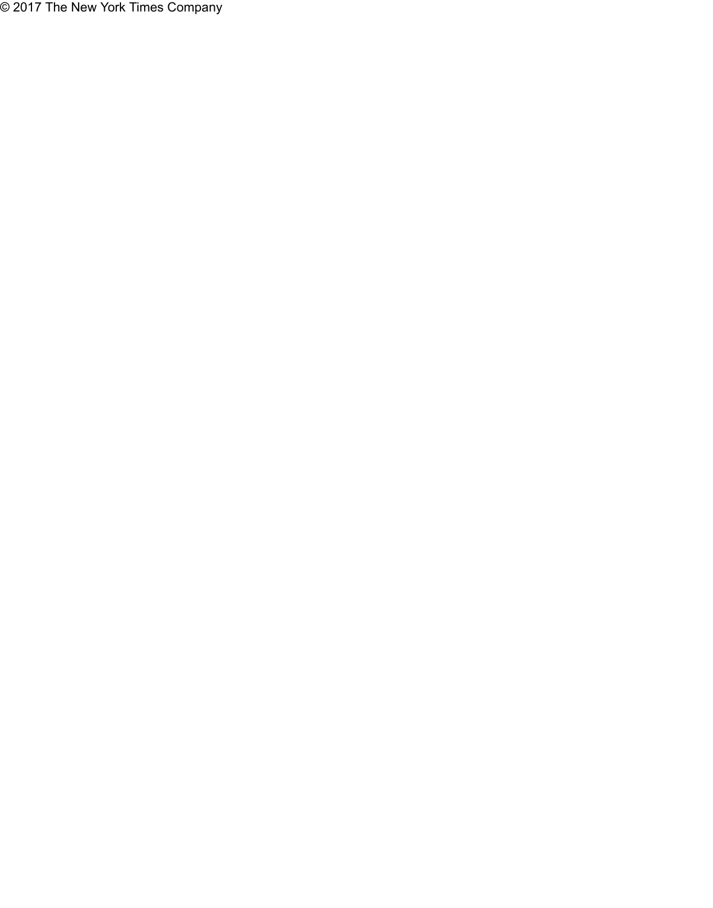© 2017 The New York Times Company